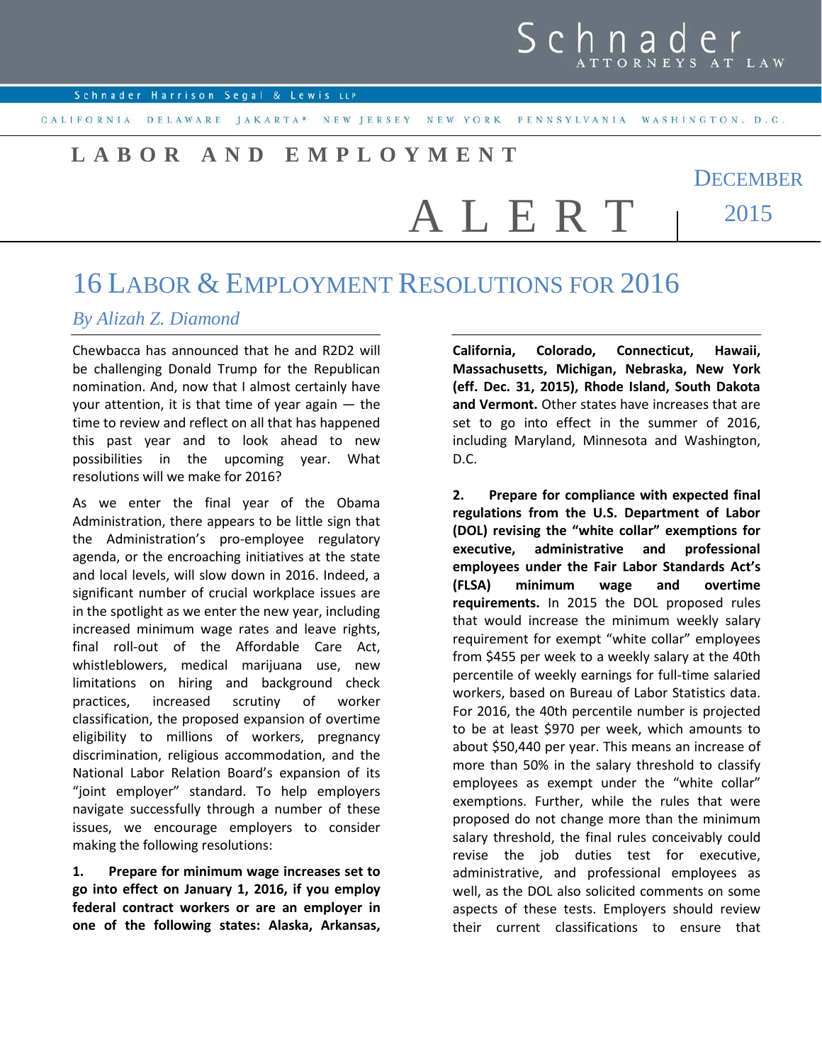Schnader ATTORNEYS AT LAW

Schnader Harrison Segal & Lewis LLP

CALIFORNIA DELAWARE JAKARTA* NEW JERSEY NEW YORK PENNSYLVANIA WASHINGTON, D.C.

**LABOR AND EMPLOYMENT**

# ALERT

DECEMBER 2015

# 16 LABOR & EMPLOYMENT RESOLUTIONS FOR 2016

*By Alizah Z. Diamond*

Chewbacca has announced that he and R2D2 will be challenging Donald Trump for the Republican nomination. And, now that I almost certainly have your attention, it is that time of year again — the time to review and reflect on all that has happened this past year and to look ahead to new possibilities in the upcoming year. What resolutions will we make for 2016?

As we enter the final year of the Obama Administration, there appears to be little sign that the Administration's pro-employee regulatory agenda, or the encroaching initiatives at the state and local levels, will slow down in 2016. Indeed, a significant number of crucial workplace issues are in the spotlight as we enter the new year, including increased minimum wage rates and leave rights, final roll-out of the Affordable Care Act, whistleblowers, medical marijuana use, new limitations on hiring and background check practices, increased scrutiny of worker classification, the proposed expansion of overtime eligibility to millions of workers, pregnancy discrimination, religious accommodation, and the National Labor Relation Board's expansion of its "joint employer" standard. To help employers navigate successfully through a number of these issues, we encourage employers to consider making the following resolutions:

**1. Prepare for minimum wage increases set to go into effect on January 1, 2016, if you employ federal contract workers or are an employer in one of the following states: Alaska, Arkansas, California, Colorado, Connecticut, Hawaii, Massachusetts, Michigan, Nebraska, New York (eff. Dec. 31, 2015), Rhode Island, South Dakota and Vermont.** Other states have increases that are set to go into effect in the summer of 2016, including Maryland, Minnesota and Washington, D.C.

**2. Prepare for compliance with expected final regulations from the U.S. Department of Labor (DOL) revising the "white collar" exemptions for executive, administrative and professional employees under the Fair Labor Standards Act's (FLSA) minimum wage and overtime requirements.** In 2015 the DOL proposed rules that would increase the minimum weekly salary requirement for exempt "white collar" employees from $455 per week to a weekly salary at the 40th percentile of weekly earnings for full-time salaried workers, based on Bureau of Labor Statistics data. For 2016, the 40th percentile number is projected to be at least $970 per week, which amounts to about $50,440 per year. This means an increase of more than 50% in the salary threshold to classify employees as exempt under the "white collar" exemptions. Further, while the rules that were proposed do not change more than the minimum salary threshold, the final rules conceivably could revise the job duties test for executive, administrative, and professional employees as well, as the DOL also solicited comments on some aspects of these tests. Employers should review their current classifications to ensure that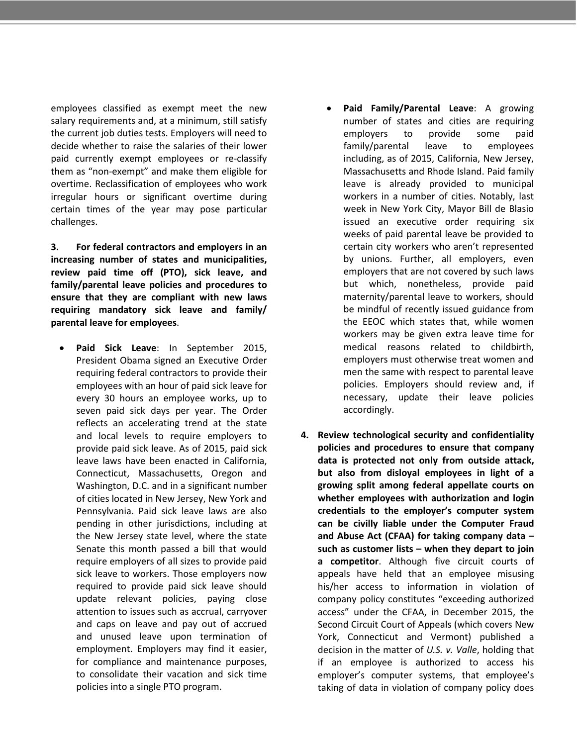employees classified as exempt meet the new salary requirements and, at a minimum, still satisfy the current job duties tests. Employers will need to decide whether to raise the salaries of their lower paid currently exempt employees or re-classify them as "non-exempt" and make them eligible for overtime. Reclassification of employees who work irregular hours or significant overtime during certain times of the year may pose particular challenges.

**3. For federal contractors and employers in an increasing number of states and municipalities, review paid time off (PTO), sick leave, and family/parental leave policies and procedures to ensure that they are compliant with new laws requiring mandatory sick leave and family/ parental leave for employees**.

- **Paid Sick Leave**: In September 2015, President Obama signed an Executive Order requiring federal contractors to provide their employees with an hour of paid sick leave for every 30 hours an employee works, up to seven paid sick days per year. The Order reflects an accelerating trend at the state and local levels to require employers to provide paid sick leave. As of 2015, paid sick leave laws have been enacted in California, Connecticut, Massachusetts, Oregon and Washington, D.C. and in a significant number of cities located in New Jersey, New York and Pennsylvania. Paid sick leave laws are also pending in other jurisdictions, including at the New Jersey state level, where the state Senate this month passed a bill that would require employers of all sizes to provide paid sick leave to workers. Those employers now required to provide paid sick leave should update relevant policies, paying close attention to issues such as accrual, carryover and caps on leave and pay out of accrued and unused leave upon termination of employment. Employers may find it easier, for compliance and maintenance purposes, to consolidate their vacation and sick time policies into a single PTO program.

- **Paid Family/Parental Leave**: A growing number of states and cities are requiring employers to provide some paid family/parental leave to employees including, as of 2015, California, New Jersey, Massachusetts and Rhode Island. Paid family leave is already provided to municipal workers in a number of cities. Notably, last week in New York City, Mayor Bill de Blasio issued an executive order requiring six weeks of paid parental leave be provided to certain city workers who aren't represented by unions. Further, all employers, even employers that are not covered by such laws but which, nonetheless, provide paid maternity/parental leave to workers, should be mindful of recently issued guidance from the EEOC which states that, while women workers may be given extra leave time for medical reasons related to childbirth, employers must otherwise treat women and men the same with respect to parental leave policies. Employers should review and, if necessary, update their leave policies accordingly.

**4. Review technological security and confidentiality policies and procedures to ensure that company data is protected not only from outside attack, but also from disloyal employees in light of a growing split among federal appellate courts on whether employees with authorization and login credentials to the employer's computer system can be civilly liable under the Computer Fraud and Abuse Act (CFAA) for taking company data – such as customer lists – when they depart to join a competitor**. Although five circuit courts of appeals have held that an employee misusing his/her access to information in violation of company policy constitutes "exceeding authorized access" under the CFAA, in December 2015, the Second Circuit Court of Appeals (which covers New York, Connecticut and Vermont) published a decision in the matter of *U.S. v. Valle*, holding that if an employee is authorized to access his employer's computer systems, that employee's taking of data in violation of company policy does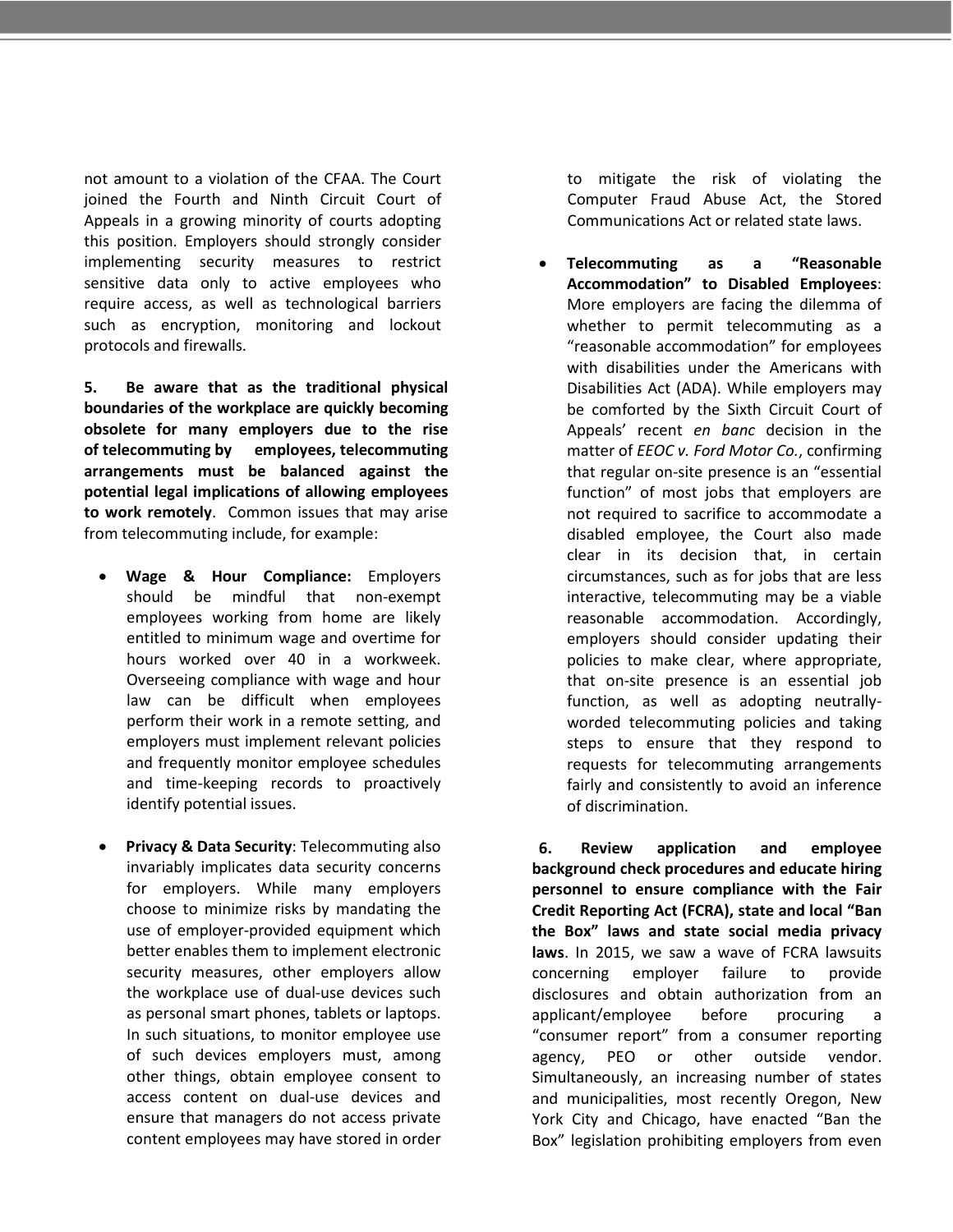not amount to a violation of the CFAA. The Court joined the Fourth and Ninth Circuit Court of Appeals in a growing minority of courts adopting this position. Employers should strongly consider implementing security measures to restrict sensitive data only to active employees who require access, as well as technological barriers such as encryption, monitoring and lockout protocols and firewalls.

**5. Be aware that as the traditional physical boundaries of the workplace are quickly becoming obsolete for many employers due to the rise of telecommuting by employees, telecommuting arrangements must be balanced against the potential legal implications of allowing employees to work remotely**. Common issues that may arise from telecommuting include, for example:

- **Wage & Hour Compliance:** Employers should be mindful that non-exempt employees working from home are likely entitled to minimum wage and overtime for hours worked over 40 in a workweek. Overseeing compliance with wage and hour law can be difficult when employees perform their work in a remote setting, and employers must implement relevant policies and frequently monitor employee schedules and time-keeping records to proactively identify potential issues.

- **Privacy & Data Security**: Telecommuting also invariably implicates data security concerns for employers. While many employers choose to minimize risks by mandating the use of employer-provided equipment which better enables them to implement electronic security measures, other employers allow the workplace use of dual-use devices such as personal smart phones, tablets or laptops. In such situations, to monitor employee use of such devices employers must, among other things, obtain employee consent to access content on dual-use devices and ensure that managers do not access private content employees may have stored in order to mitigate the risk of violating the Computer Fraud Abuse Act, the Stored Communications Act or related state laws.

- **Telecommuting as a "Reasonable Accommodation" to Disabled Employees**: More employers are facing the dilemma of whether to permit telecommuting as a "reasonable accommodation" for employees with disabilities under the Americans with Disabilities Act (ADA). While employers may be comforted by the Sixth Circuit Court of Appeals' recent *en banc* decision in the matter of *EEOC v. Ford Motor Co.*, confirming that regular on-site presence is an "essential function" of most jobs that employers are not required to sacrifice to accommodate a disabled employee, the Court also made clear in its decision that, in certain circumstances, such as for jobs that are less interactive, telecommuting may be a viable reasonable accommodation. Accordingly, employers should consider updating their policies to make clear, where appropriate, that on-site presence is an essential job function, as well as adopting neutrally-worded telecommuting policies and taking steps to ensure that they respond to requests for telecommuting arrangements fairly and consistently to avoid an inference of discrimination.

**6. Review application and employee background check procedures and educate hiring personnel to ensure compliance with the Fair Credit Reporting Act (FCRA), state and local "Ban the Box" laws and state social media privacy laws**. In 2015, we saw a wave of FCRA lawsuits concerning employer failure to provide disclosures and obtain authorization from an applicant/employee before procuring a "consumer report" from a consumer reporting agency, PEO or other outside vendor. Simultaneously, an increasing number of states and municipalities, most recently Oregon, New York City and Chicago, have enacted "Ban the Box" legislation prohibiting employers from even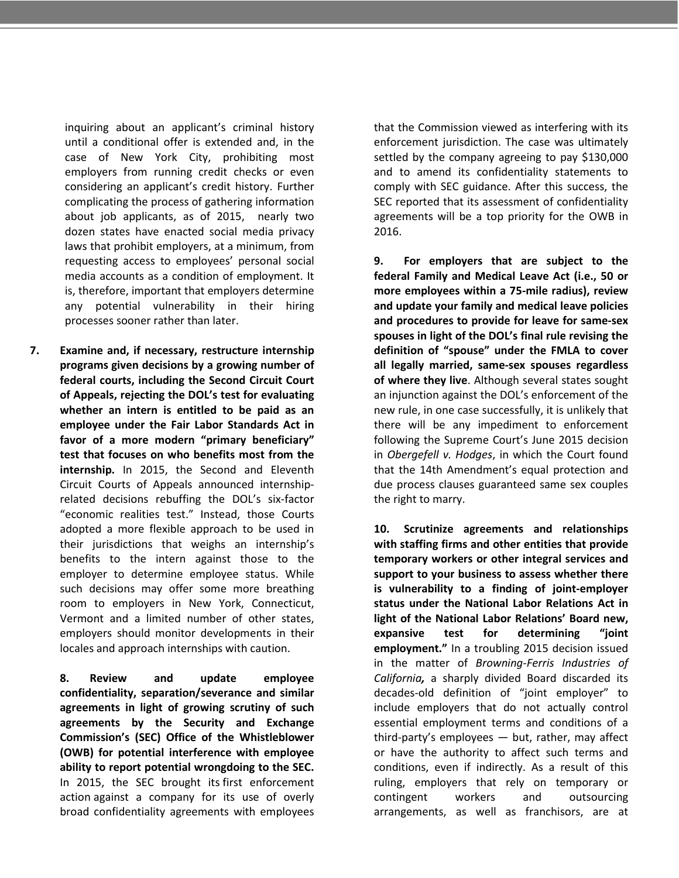inquiring about an applicant's criminal history until a conditional offer is extended and, in the case of New York City, prohibiting most employers from running credit checks or even considering an applicant's credit history. Further complicating the process of gathering information about job applicants, as of 2015, nearly two dozen states have enacted social media privacy laws that prohibit employers, at a minimum, from requesting access to employees' personal social media accounts as a condition of employment. It is, therefore, important that employers determine any potential vulnerability in their hiring processes sooner rather than later.

7. **Examine and, if necessary, restructure internship programs given decisions by a growing number of federal courts, including the Second Circuit Court of Appeals, rejecting the DOL's test for evaluating whether an intern is entitled to be paid as an employee under the Fair Labor Standards Act in favor of a more modern "primary beneficiary" test that focuses on who benefits most from the internship.** In 2015, the Second and Eleventh Circuit Courts of Appeals announced internship-related decisions rebuffing the DOL's six-factor "economic realities test." Instead, those Courts adopted a more flexible approach to be used in their jurisdictions that weighs an internship's benefits to the intern against those to the employer to determine employee status. While such decisions may offer some more breathing room to employers in New York, Connecticut, Vermont and a limited number of other states, employers should monitor developments in their locales and approach internships with caution.

8. **Review and update employee confidentiality, separation/severance and similar agreements in light of growing scrutiny of such agreements by the Security and Exchange Commission's (SEC) Office of the Whistleblower (OWB) for potential interference with employee ability to report potential wrongdoing to the SEC.** In 2015, the SEC brought its first enforcement action against a company for its use of overly broad confidentiality agreements with employees that the Commission viewed as interfering with its enforcement jurisdiction. The case was ultimately settled by the company agreeing to pay $130,000 and to amend its confidentiality statements to comply with SEC guidance. After this success, the SEC reported that its assessment of confidentiality agreements will be a top priority for the OWB in 2016.

9. **For employers that are subject to the federal Family and Medical Leave Act (i.e., 50 or more employees within a 75-mile radius), review and update your family and medical leave policies and procedures to provide for leave for same-sex spouses in light of the DOL's final rule revising the definition of "spouse" under the FMLA to cover all legally married, same-sex spouses regardless of where they live**. Although several states sought an injunction against the DOL's enforcement of the new rule, in one case successfully, it is unlikely that there will be any impediment to enforcement following the Supreme Court's June 2015 decision in *Obergefell v. Hodges*, in which the Court found that the 14th Amendment's equal protection and due process clauses guaranteed same sex couples the right to marry.

10. **Scrutinize agreements and relationships with staffing firms and other entities that provide temporary workers or other integral services and support to your business to assess whether there is vulnerability to a finding of joint-employer status under the National Labor Relations Act in light of the National Labor Relations' Board new, expansive test for determining "joint employment."** In a troubling 2015 decision issued in the matter of *Browning-Ferris Industries of California,* a sharply divided Board discarded its decades-old definition of "joint employer" to include employers that do not actually control essential employment terms and conditions of a third-party's employees — but, rather, may affect or have the authority to affect such terms and conditions, even if indirectly. As a result of this ruling, employers that rely on temporary or contingent workers and outsourcing arrangements, as well as franchisors, are at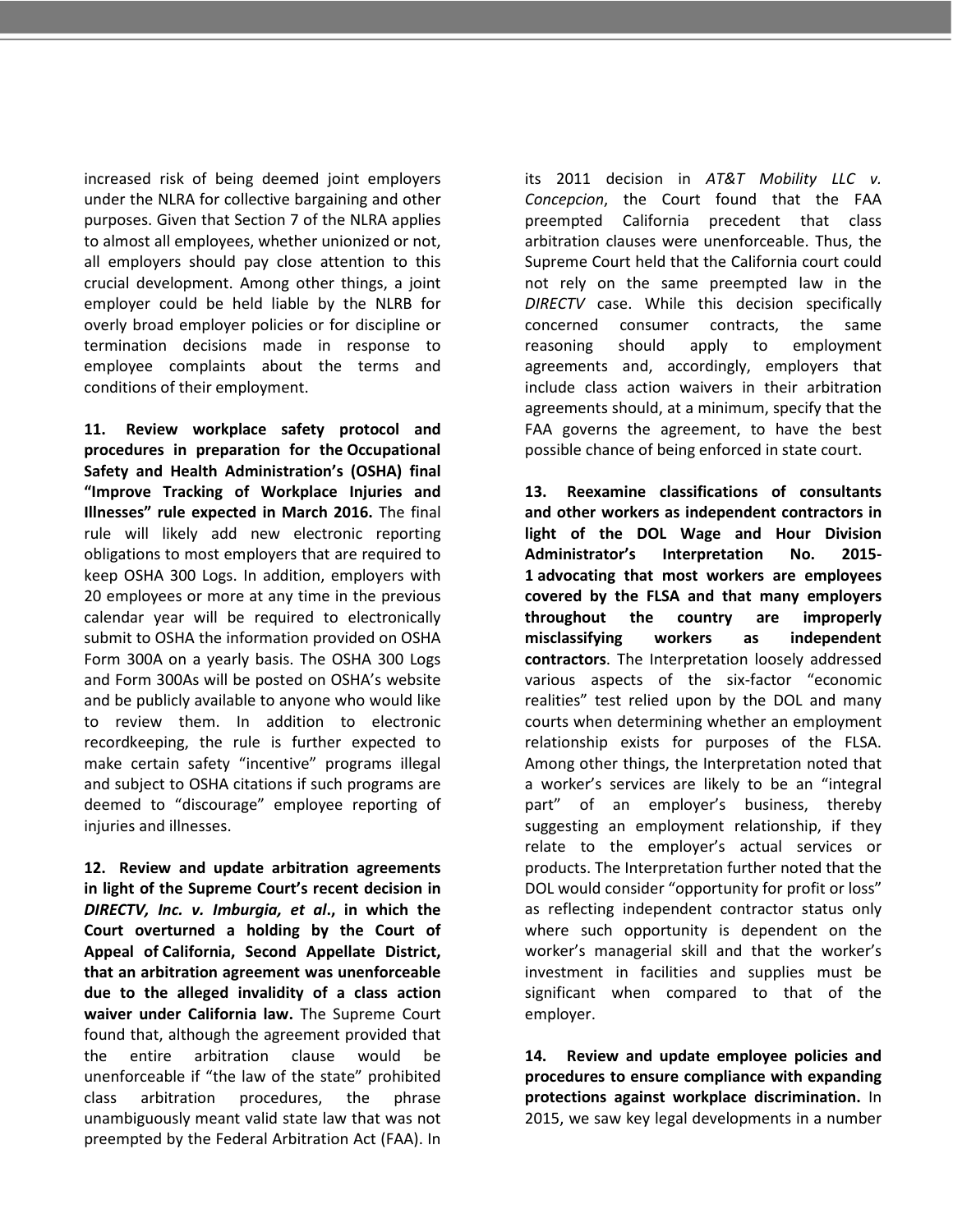increased risk of being deemed joint employers under the NLRA for collective bargaining and other purposes. Given that Section 7 of the NLRA applies to almost all employees, whether unionized or not, all employers should pay close attention to this crucial development. Among other things, a joint employer could be held liable by the NLRB for overly broad employer policies or for discipline or termination decisions made in response to employee complaints about the terms and conditions of their employment.

**11. Review workplace safety protocol and procedures in preparation for the Occupational Safety and Health Administration's (OSHA) final "Improve Tracking of Workplace Injuries and Illnesses" rule expected in March 2016.** The final rule will likely add new electronic reporting obligations to most employers that are required to keep OSHA 300 Logs. In addition, employers with 20 employees or more at any time in the previous calendar year will be required to electronically submit to OSHA the information provided on OSHA Form 300A on a yearly basis. The OSHA 300 Logs and Form 300As will be posted on OSHA's website and be publicly available to anyone who would like to review them. In addition to electronic recordkeeping, the rule is further expected to make certain safety "incentive" programs illegal and subject to OSHA citations if such programs are deemed to "discourage" employee reporting of injuries and illnesses.

**12. Review and update arbitration agreements in light of the Supreme Court's recent decision in *DIRECTV, Inc. v. Imburgia, et al*., in which the Court overturned a holding by the Court of Appeal of California, Second Appellate District, that an arbitration agreement was unenforceable due to the alleged invalidity of a class action waiver under California law.** The Supreme Court found that, although the agreement provided that the entire arbitration clause would be unenforceable if "the law of the state" prohibited class arbitration procedures, the phrase unambiguously meant valid state law that was not preempted by the Federal Arbitration Act (FAA). In its 2011 decision in *AT&T Mobility LLC v. Concepcion*, the Court found that the FAA preempted California precedent that class arbitration clauses were unenforceable. Thus, the Supreme Court held that the California court could not rely on the same preempted law in the *DIRECTV* case. While this decision specifically concerned consumer contracts, the same reasoning should apply to employment agreements and, accordingly, employers that include class action waivers in their arbitration agreements should, at a minimum, specify that the FAA governs the agreement, to have the best possible chance of being enforced in state court.

**13. Reexamine classifications of consultants and other workers as independent contractors in light of the DOL Wage and Hour Division Administrator's Interpretation No. 2015-1 advocating that most workers are employees covered by the FLSA and that many employers throughout the country are improperly misclassifying workers as independent contractors**. The Interpretation loosely addressed various aspects of the six-factor "economic realities" test relied upon by the DOL and many courts when determining whether an employment relationship exists for purposes of the FLSA. Among other things, the Interpretation noted that a worker's services are likely to be an "integral part" of an employer's business, thereby suggesting an employment relationship, if they relate to the employer's actual services or products. The Interpretation further noted that the DOL would consider "opportunity for profit or loss" as reflecting independent contractor status only where such opportunity is dependent on the worker's managerial skill and that the worker's investment in facilities and supplies must be significant when compared to that of the employer.

**14. Review and update employee policies and procedures to ensure compliance with expanding protections against workplace discrimination.** In 2015, we saw key legal developments in a number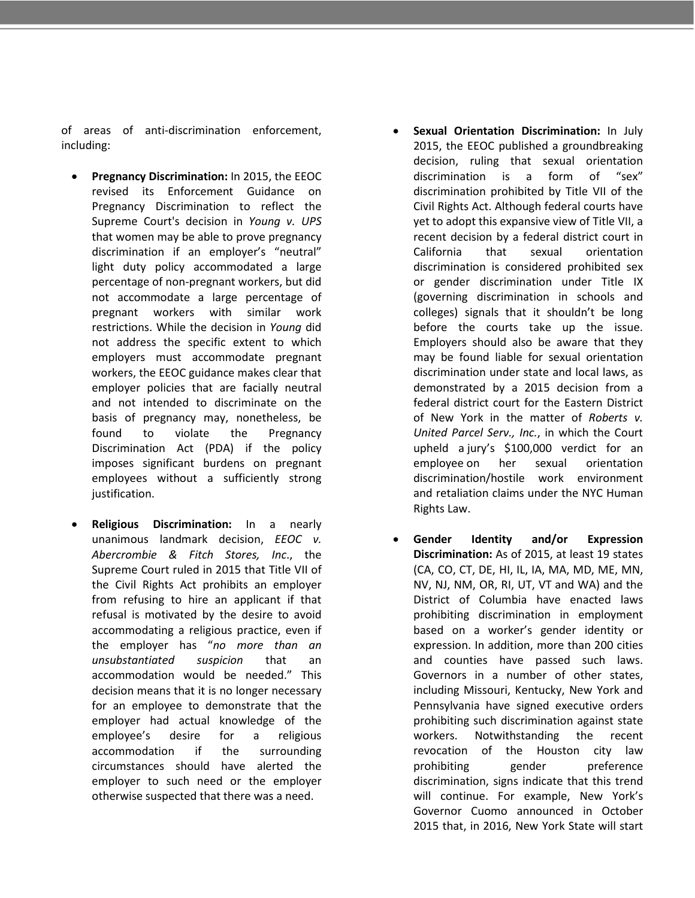of areas of anti-discrimination enforcement, including:

- **Pregnancy Discrimination:** In 2015, the EEOC revised its Enforcement Guidance on Pregnancy Discrimination to reflect the Supreme Court's decision in *Young v. UPS* that women may be able to prove pregnancy discrimination if an employer's "neutral" light duty policy accommodated a large percentage of non-pregnant workers, but did not accommodate a large percentage of pregnant workers with similar work restrictions. While the decision in *Young* did not address the specific extent to which employers must accommodate pregnant workers, the EEOC guidance makes clear that employer policies that are facially neutral and not intended to discriminate on the basis of pregnancy may, nonetheless, be found to violate the Pregnancy Discrimination Act (PDA) if the policy imposes significant burdens on pregnant employees without a sufficiently strong justification.

- **Religious Discrimination:** In a nearly unanimous landmark decision, *EEOC v. Abercrombie & Fitch Stores, Inc*., the Supreme Court ruled in 2015 that Title VII of the Civil Rights Act prohibits an employer from refusing to hire an applicant if that refusal is motivated by the desire to avoid accommodating a religious practice, even if the employer has "*no more than an unsubstantiated suspicion* that an accommodation would be needed." This decision means that it is no longer necessary for an employee to demonstrate that the employer had actual knowledge of the employee's desire for a religious accommodation if the surrounding circumstances should have alerted the employer to such need or the employer otherwise suspected that there was a need.

- **Sexual Orientation Discrimination:** In July 2015, the EEOC published a groundbreaking decision, ruling that sexual orientation discrimination is a form of "sex" discrimination prohibited by Title VII of the Civil Rights Act. Although federal courts have yet to adopt this expansive view of Title VII, a recent decision by a federal district court in California that sexual orientation discrimination is considered prohibited sex or gender discrimination under Title IX (governing discrimination in schools and colleges) signals that it shouldn't be long before the courts take up the issue. Employers should also be aware that they may be found liable for sexual orientation discrimination under state and local laws, as demonstrated by a 2015 decision from a federal district court for the Eastern District of New York in the matter of *Roberts v. United Parcel Serv., Inc.*, in which the Court upheld a jury's $100,000 verdict for an employee on her sexual orientation discrimination/hostile work environment and retaliation claims under the NYC Human Rights Law.

- **Gender Identity and/or Expression Discrimination:** As of 2015, at least 19 states (CA, CO, CT, DE, HI, IL, IA, MA, MD, ME, MN, NV, NJ, NM, OR, RI, UT, VT and WA) and the District of Columbia have enacted laws prohibiting discrimination in employment based on a worker's gender identity or expression. In addition, more than 200 cities and counties have passed such laws. Governors in a number of other states, including Missouri, Kentucky, New York and Pennsylvania have signed executive orders prohibiting such discrimination against state workers. Notwithstanding the recent revocation of the Houston city law prohibiting gender preference discrimination, signs indicate that this trend will continue. For example, New York's Governor Cuomo announced in October 2015 that, in 2016, New York State will start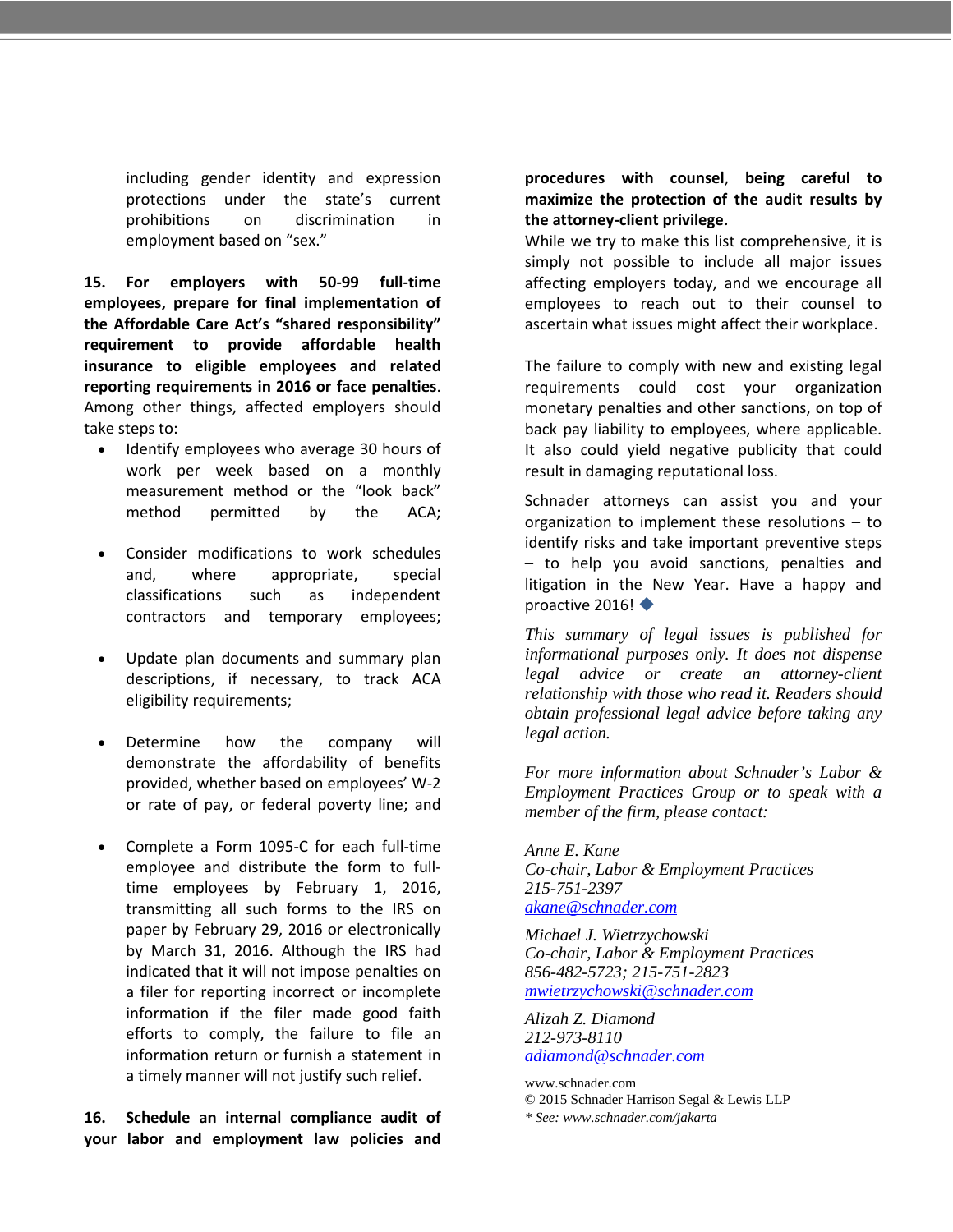including gender identity and expression protections under the state's current prohibitions on discrimination in employment based on "sex."

**15. For employers with 50-99 full-time employees, prepare for final implementation of the Affordable Care Act's "shared responsibility" requirement to provide affordable health insurance to eligible employees and related reporting requirements in 2016 or face penalties**. Among other things, affected employers should take steps to:

- Identify employees who average 30 hours of work per week based on a monthly measurement method or the "look back" method permitted by the ACA;
- Consider modifications to work schedules and, where appropriate, special classifications such as independent contractors and temporary employees;
- Update plan documents and summary plan descriptions, if necessary, to track ACA eligibility requirements;
- Determine how the company will demonstrate the affordability of benefits provided, whether based on employees' W-2 or rate of pay, or federal poverty line; and
- Complete a Form 1095-C for each full-time employee and distribute the form to full-time employees by February 1, 2016, transmitting all such forms to the IRS on paper by February 29, 2016 or electronically by March 31, 2016. Although the IRS had indicated that it will not impose penalties on a filer for reporting incorrect or incomplete information if the filer made good faith efforts to comply, the failure to file an information return or furnish a statement in a timely manner will not justify such relief.

**16. Schedule an internal compliance audit of your labor and employment law policies and procedures with counsel**, **being careful to maximize the protection of the audit results by the attorney-client privilege.**

While we try to make this list comprehensive, it is simply not possible to include all major issues affecting employers today, and we encourage all employees to reach out to their counsel to ascertain what issues might affect their workplace.

The failure to comply with new and existing legal requirements could cost your organization monetary penalties and other sanctions, on top of back pay liability to employees, where applicable. It also could yield negative publicity that could result in damaging reputational loss.

Schnader attorneys can assist you and your organization to implement these resolutions – to identify risks and take important preventive steps – to help you avoid sanctions, penalties and litigation in the New Year. Have a happy and proactive 2016! ◆

*This summary of legal issues is published for informational purposes only. It does not dispense legal advice or create an attorney-client relationship with those who read it. Readers should obtain professional legal advice before taking any legal action.*

*For more information about Schnader's Labor & Employment Practices Group or to speak with a member of the firm, please contact:*

*Anne E. Kane*
*Co-chair, Labor & Employment Practices*
*215-751-2397*
*akane@schnader.com*

*Michael J. Wietrzychowski*
*Co-chair, Labor & Employment Practices*
*856-482-5723; 215-751-2823*
*mwietrzychowski@schnader.com*

*Alizah Z. Diamond*
*212-973-8110*
*adiamond@schnader.com*

www.schnader.com
© 2015 Schnader Harrison Segal & Lewis LLP
*\* See: www.schnader.com/jakarta*